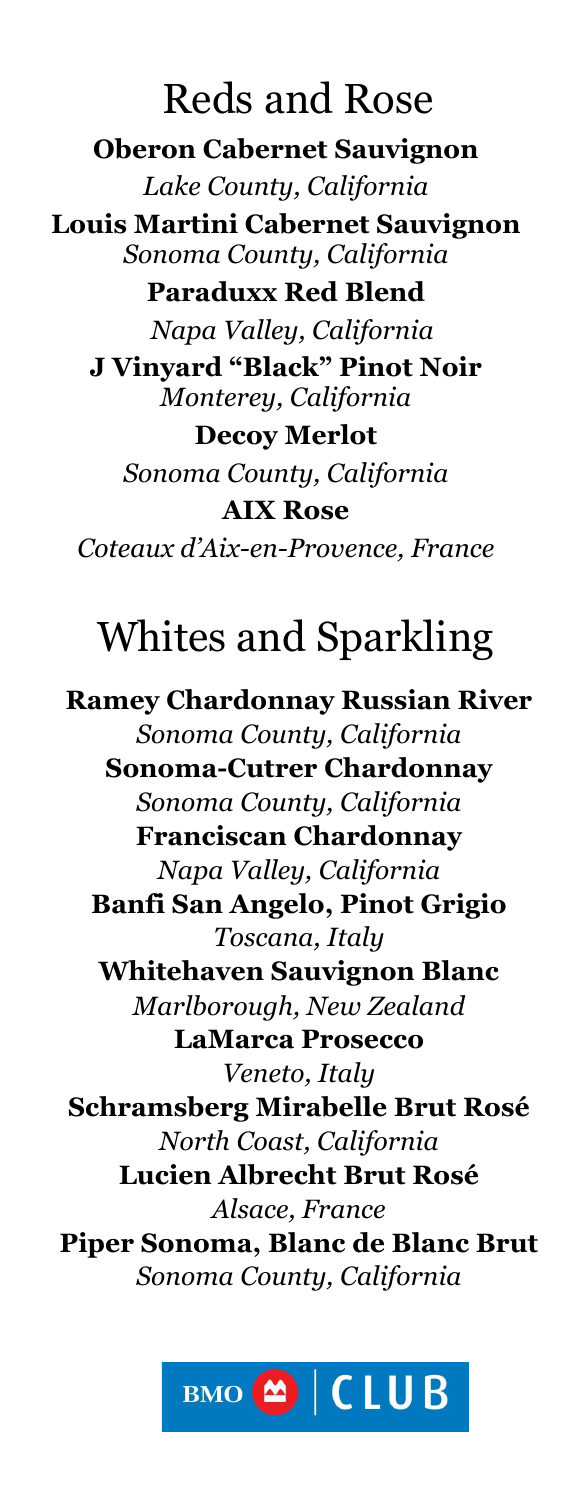# Reds and Rose

**Oberon Cabernet Sauvignon**
*Lake County, California*

**Louis Martini Cabernet Sauvignon**
*Sonoma County, California*

**Paraduxx Red Blend**
*Napa Valley, California*

**J Vinyard "Black" Pinot Noir**
*Monterey, California*

**Decoy Merlot**
*Sonoma County, California*

**AIX Rose**
*Coteaux d'Aix-en-Provence, France*

# Whites and Sparkling

**Ramey Chardonnay Russian River**
*Sonoma County, California*

**Sonoma-Cutrer Chardonnay**
*Sonoma County, California*

**Franciscan Chardonnay**
*Napa Valley, California*

**Banfi San Angelo, Pinot Grigio**
*Toscana, Italy*

**Whitehaven Sauvignon Blanc**
*Marlborough, New Zealand*

**LaMarca Prosecco**
*Veneto, Italy*

**Schramsberg Mirabelle Brut Rosé**
*North Coast, California*

**Lucien Albrecht Brut Rosé**
*Alsace, France*

**Piper Sonoma, Blanc de Blanc Brut**
*Sonoma County, California*

BMO | CLUB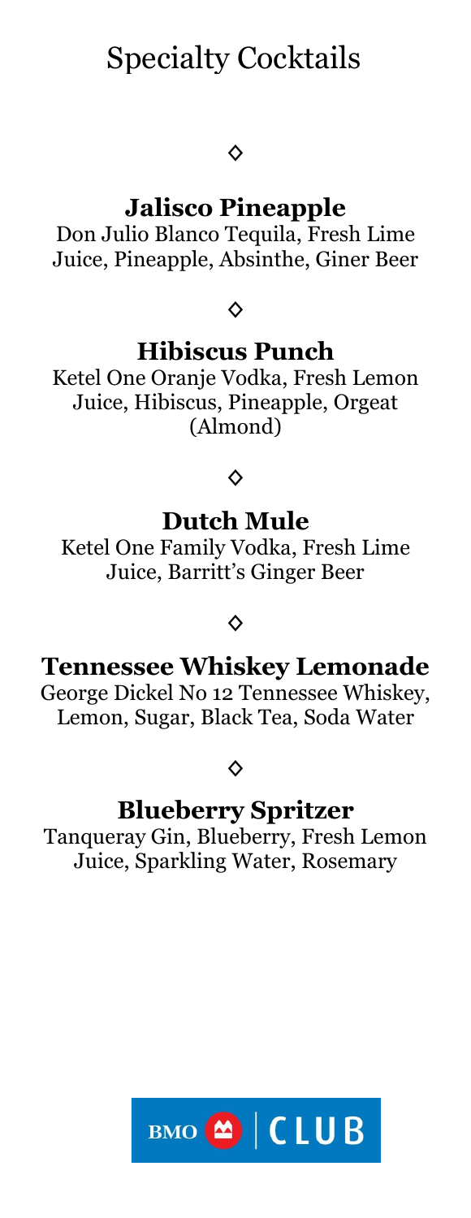# Specialty Cocktails

◇

## Jalisco Pineapple

Don Julio Blanco Tequila, Fresh Lime Juice, Pineapple, Absinthe, Giner Beer

◇

## Hibiscus Punch

Ketel One Oranje Vodka, Fresh Lemon Juice, Hibiscus, Pineapple, Orgeat (Almond)

◇

## Dutch Mule

Ketel One Family Vodka, Fresh Lime Juice, Barritt's Ginger Beer

◇

## Tennessee Whiskey Lemonade

George Dickel No 12 Tennessee Whiskey, Lemon, Sugar, Black Tea, Soda Water

◇

## Blueberry Spritzer

Tanqueray Gin, Blueberry, Fresh Lemon Juice, Sparkling Water, Rosemary

BMO | CLUB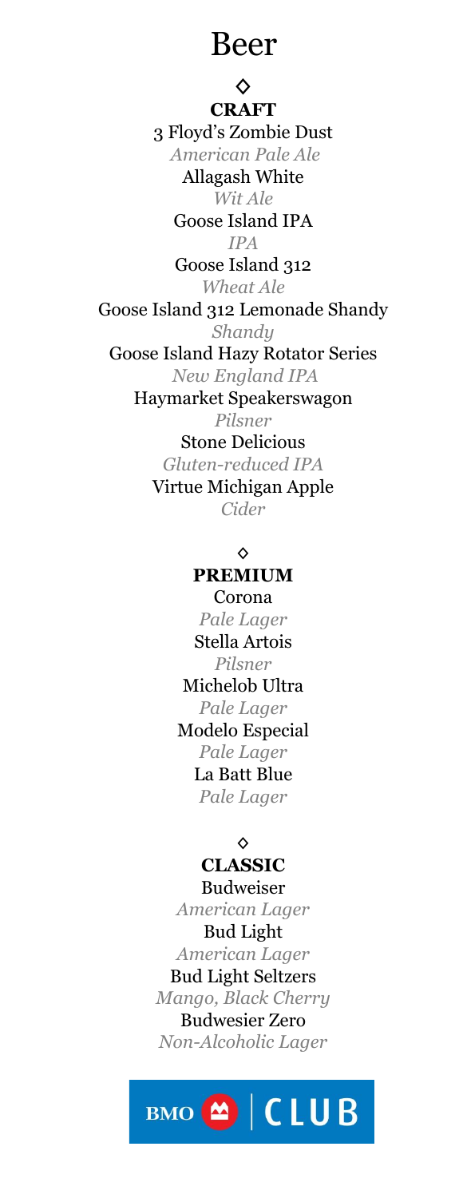# Beer

◇

## CRAFT

3 Floyd's Zombie Dust
*American Pale Ale*

Allagash White
*Wit Ale*

Goose Island IPA
*IPA*

Goose Island 312
*Wheat Ale*

Goose Island 312 Lemonade Shandy
*Shandy*

Goose Island Hazy Rotator Series
*New England IPA*

Haymarket Speakerswagon
*Pilsner*

Stone Delicious
*Gluten-reduced IPA*

Virtue Michigan Apple
*Cider*

◇

## PREMIUM

Corona
*Pale Lager*

Stella Artois
*Pilsner*

Michelob Ultra
*Pale Lager*

Modelo Especial
*Pale Lager*

La Batt Blue
*Pale Lager*

◇

## CLASSIC

Budweiser
*American Lager*

Bud Light
*American Lager*

Bud Light Seltzers
*Mango, Black Cherry*

Budwesier Zero
*Non-Alcoholic Lager*

BMO | CLUB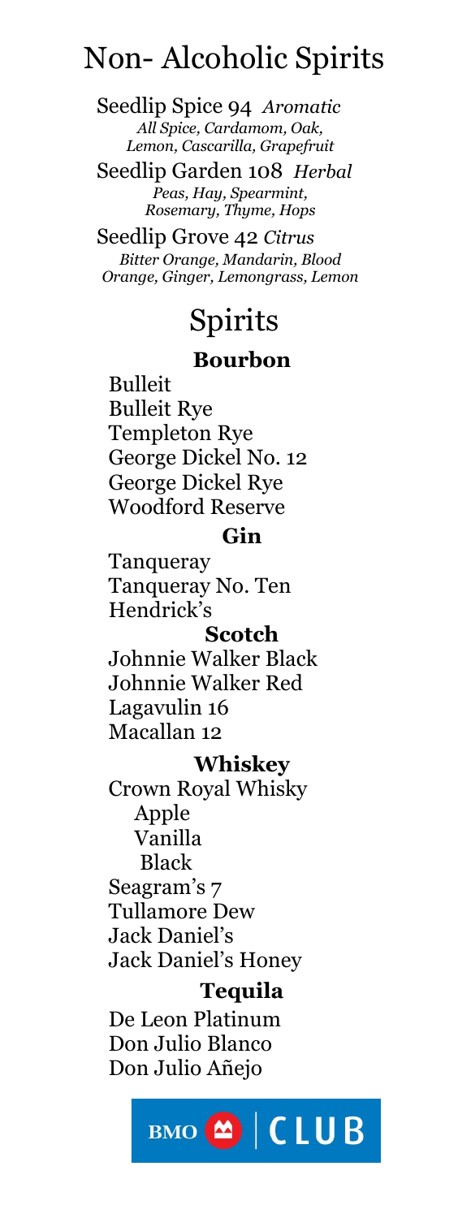# Non- Alcoholic Spirits

Seedlip Spice 94 *Aromatic*
*All Spice, Cardamom, Oak, Lemon, Cascarilla, Grapefruit*

Seedlip Garden 108 *Herbal*
*Peas, Hay, Spearmint, Rosemary, Thyme, Hops*

Seedlip Grove 42 *Citrus*
*Bitter Orange, Mandarin, Blood Orange, Ginger, Lemongrass, Lemon*

# Spirits

### Bourbon

Bulleit
Bulleit Rye
Templeton Rye
George Dickel No. 12
George Dickel Rye
Woodford Reserve

### Gin

Tanqueray
Tanqueray No. Ten
Hendrick's

### Scotch

Johnnie Walker Black
Johnnie Walker Red
Lagavulin 16
Macallan 12

### Whiskey

Crown Royal Whisky
- Apple
- Vanilla
- Black

Seagram's 7
Tullamore Dew
Jack Daniel's
Jack Daniel's Honey

### Tequila

De Leon Platinum
Don Julio Blanco
Don Julio Añejo

BMO | CLUB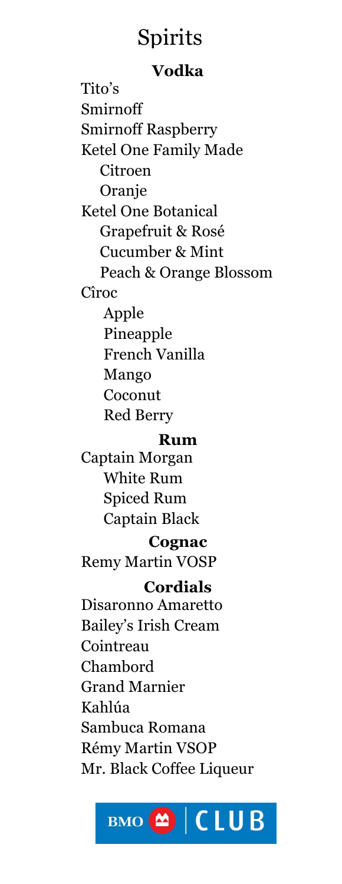# Spirits

## Vodka

- Tito's
- Smirnoff
- Smirnoff Raspberry
- Ketel One Family Made
  - Citroen
  - Oranje
- Ketel One Botanical
  - Grapefruit & Rosé
  - Cucumber & Mint
  - Peach & Orange Blossom
- Cîroc
  - Apple
  - Pineapple
  - French Vanilla
  - Mango
  - Coconut
  - Red Berry

## Rum

- Captain Morgan
  - White Rum
  - Spiced Rum
  - Captain Black

## Cognac

- Remy Martin VOSP

## Cordials

- Disaronno Amaretto
- Bailey's Irish Cream
- Cointreau
- Chambord
- Grand Marnier
- Kahlúa
- Sambuca Romana
- Rémy Martin VSOP
- Mr. Black Coffee Liqueur

BMO | CLUB